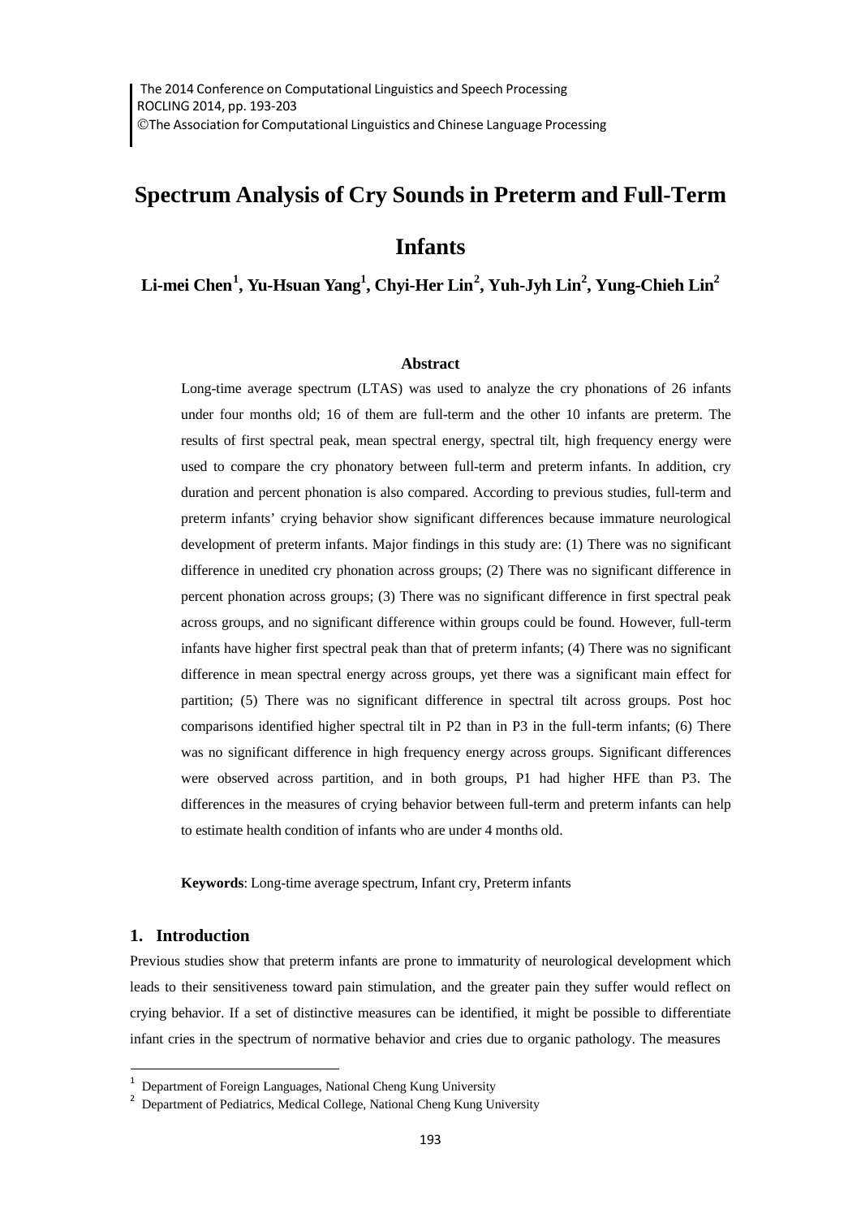# Spectrum Analysis of Cry Sounds in Preterm and Full-Term Infants

**Li-mei Chen[1], Yu-Hsuan Yang[1], Chyi-Her Lin[2], Yuh-Jyh Lin[2], Yung-Chieh Lin[2]**

### Abstract

Long-time average spectrum (LTAS) was used to analyze the cry phonations of 26 infants under four months old; 16 of them are full-term and the other 10 infants are preterm. The results of first spectral peak, mean spectral energy, spectral tilt, high frequency energy were used to compare the cry phonatory between full-term and preterm infants. In addition, cry duration and percent phonation is also compared. According to previous studies, full-term and preterm infants' crying behavior show significant differences because immature neurological development of preterm infants. Major findings in this study are: (1) There was no significant difference in unedited cry phonation across groups; (2) There was no significant difference in percent phonation across groups; (3) There was no significant difference in first spectral peak across groups, and no significant difference within groups could be found. However, full-term infants have higher first spectral peak than that of preterm infants; (4) There was no significant difference in mean spectral energy across groups, yet there was a significant main effect for partition; (5) There was no significant difference in spectral tilt across groups. Post hoc comparisons identified higher spectral tilt in P2 than in P3 in the full-term infants; (6) There was no significant difference in high frequency energy across groups. Significant differences were observed across partition, and in both groups, P1 had higher HFE than P3. The differences in the measures of crying behavior between full-term and preterm infants can help to estimate health condition of infants who are under 4 months old.

**Keywords**: Long-time average spectrum, Infant cry, Preterm infants

## 1. Introduction

Previous studies show that preterm infants are prone to immaturity of neurological development which leads to their sensitiveness toward pain stimulation, and the greater pain they suffer would reflect on crying behavior. If a set of distinctive measures can be identified, it might be possible to differentiate infant cries in the spectrum of normative behavior and cries due to organic pathology. The measures

---

[1] Department of Foreign Languages, National Cheng Kung University

[2] Department of Pediatrics, Medical College, National Cheng Kung University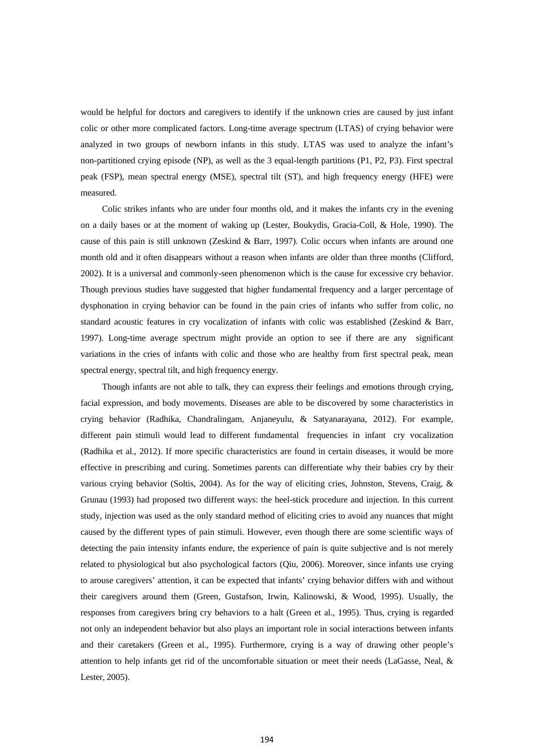would be helpful for doctors and caregivers to identify if the unknown cries are caused by just infant colic or other more complicated factors. Long-time average spectrum (LTAS) of crying behavior were analyzed in two groups of newborn infants in this study. LTAS was used to analyze the infant's non-partitioned crying episode (NP), as well as the 3 equal-length partitions (P1, P2, P3). First spectral peak (FSP), mean spectral energy (MSE), spectral tilt (ST), and high frequency energy (HFE) were measured.

Colic strikes infants who are under four months old, and it makes the infants cry in the evening on a daily bases or at the moment of waking up (Lester, Boukydis, Gracia-Coll, & Hole, 1990). The cause of this pain is still unknown (Zeskind & Barr, 1997). Colic occurs when infants are around one month old and it often disappears without a reason when infants are older than three months (Clifford, 2002). It is a universal and commonly-seen phenomenon which is the cause for excessive cry behavior. Though previous studies have suggested that higher fundamental frequency and a larger percentage of dysphonation in crying behavior can be found in the pain cries of infants who suffer from colic, no standard acoustic features in cry vocalization of infants with colic was established (Zeskind & Barr, 1997). Long-time average spectrum might provide an option to see if there are any significant variations in the cries of infants with colic and those who are healthy from first spectral peak, mean spectral energy, spectral tilt, and high frequency energy.

Though infants are not able to talk, they can express their feelings and emotions through crying, facial expression, and body movements. Diseases are able to be discovered by some characteristics in crying behavior (Radhika, Chandralingam, Anjaneyulu, & Satyanarayana, 2012). For example, different pain stimuli would lead to different fundamental frequencies in infant cry vocalization (Radhika et al., 2012). If more specific characteristics are found in certain diseases, it would be more effective in prescribing and curing. Sometimes parents can differentiate why their babies cry by their various crying behavior (Soltis, 2004). As for the way of eliciting cries, Johnston, Stevens, Craig, & Grunau (1993) had proposed two different ways: the heel-stick procedure and injection. In this current study, injection was used as the only standard method of eliciting cries to avoid any nuances that might caused by the different types of pain stimuli. However, even though there are some scientific ways of detecting the pain intensity infants endure, the experience of pain is quite subjective and is not merely related to physiological but also psychological factors (Qiu, 2006). Moreover, since infants use crying to arouse caregivers' attention, it can be expected that infants' crying behavior differs with and without their caregivers around them (Green, Gustafson, Irwin, Kalinowski, & Wood, 1995). Usually, the responses from caregivers bring cry behaviors to a halt (Green et al., 1995). Thus, crying is regarded not only an independent behavior but also plays an important role in social interactions between infants and their caretakers (Green et al., 1995). Furthermore, crying is a way of drawing other people's attention to help infants get rid of the uncomfortable situation or meet their needs (LaGasse, Neal, & Lester, 2005).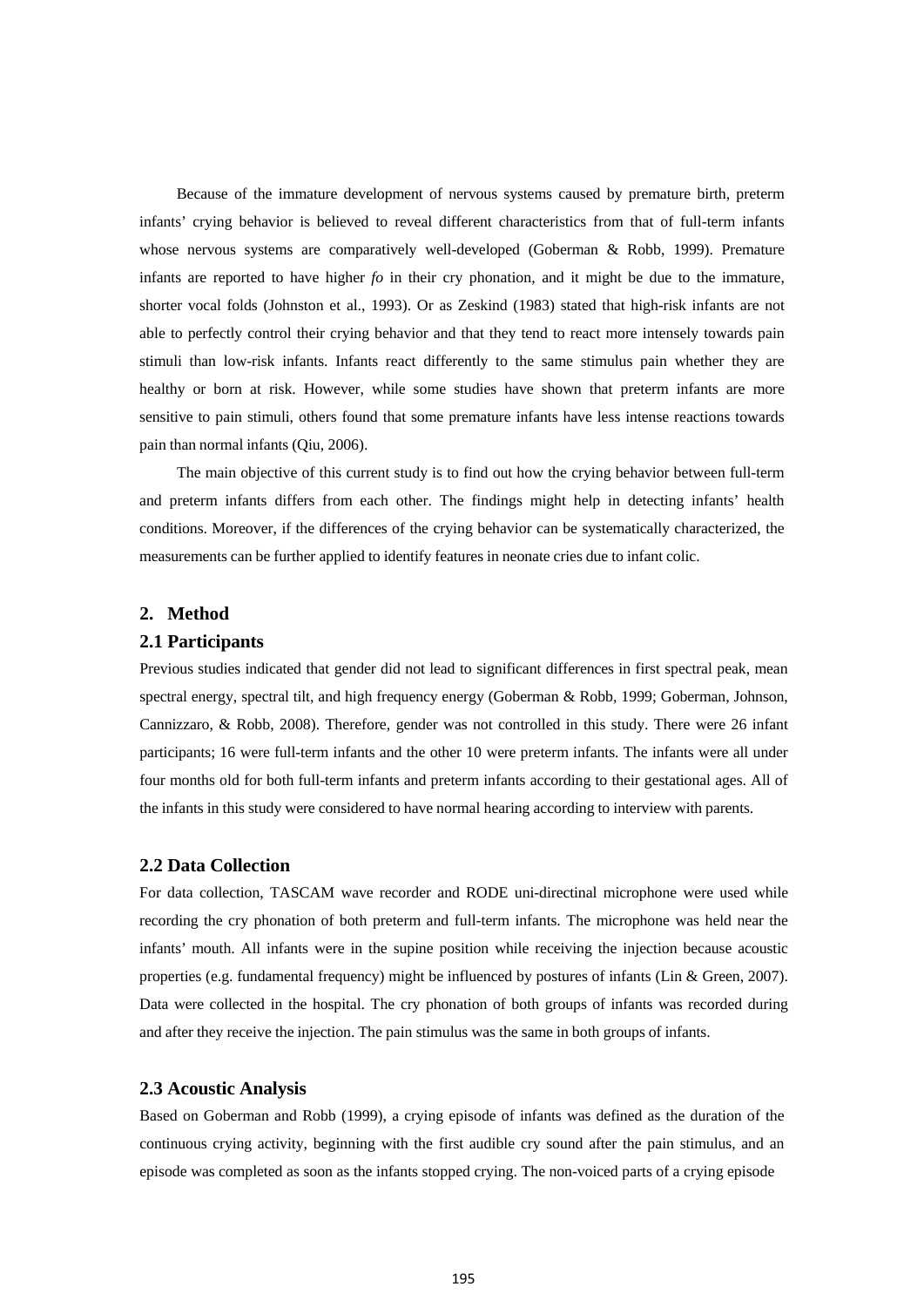Because of the immature development of nervous systems caused by premature birth, preterm infants' crying behavior is believed to reveal different characteristics from that of full-term infants whose nervous systems are comparatively well-developed (Goberman & Robb, 1999). Premature infants are reported to have higher *fo* in their cry phonation, and it might be due to the immature, shorter vocal folds (Johnston et al., 1993). Or as Zeskind (1983) stated that high-risk infants are not able to perfectly control their crying behavior and that they tend to react more intensely towards pain stimuli than low-risk infants. Infants react differently to the same stimulus pain whether they are healthy or born at risk. However, while some studies have shown that preterm infants are more sensitive to pain stimuli, others found that some premature infants have less intense reactions towards pain than normal infants (Qiu, 2006).

The main objective of this current study is to find out how the crying behavior between full-term and preterm infants differs from each other. The findings might help in detecting infants' health conditions. Moreover, if the differences of the crying behavior can be systematically characterized, the measurements can be further applied to identify features in neonate cries due to infant colic.

## 2. Method

### 2.1 Participants

Previous studies indicated that gender did not lead to significant differences in first spectral peak, mean spectral energy, spectral tilt, and high frequency energy (Goberman & Robb, 1999; Goberman, Johnson, Cannizzaro, & Robb, 2008). Therefore, gender was not controlled in this study. There were 26 infant participants; 16 were full-term infants and the other 10 were preterm infants. The infants were all under four months old for both full-term infants and preterm infants according to their gestational ages. All of the infants in this study were considered to have normal hearing according to interview with parents.

### 2.2 Data Collection

For data collection, TASCAM wave recorder and RODE uni-directinal microphone were used while recording the cry phonation of both preterm and full-term infants. The microphone was held near the infants' mouth. All infants were in the supine position while receiving the injection because acoustic properties (e.g. fundamental frequency) might be influenced by postures of infants (Lin & Green, 2007). Data were collected in the hospital. The cry phonation of both groups of infants was recorded during and after they receive the injection. The pain stimulus was the same in both groups of infants.

### 2.3 Acoustic Analysis

Based on Goberman and Robb (1999), a crying episode of infants was defined as the duration of the continuous crying activity, beginning with the first audible cry sound after the pain stimulus, and an episode was completed as soon as the infants stopped crying. The non-voiced parts of a crying episode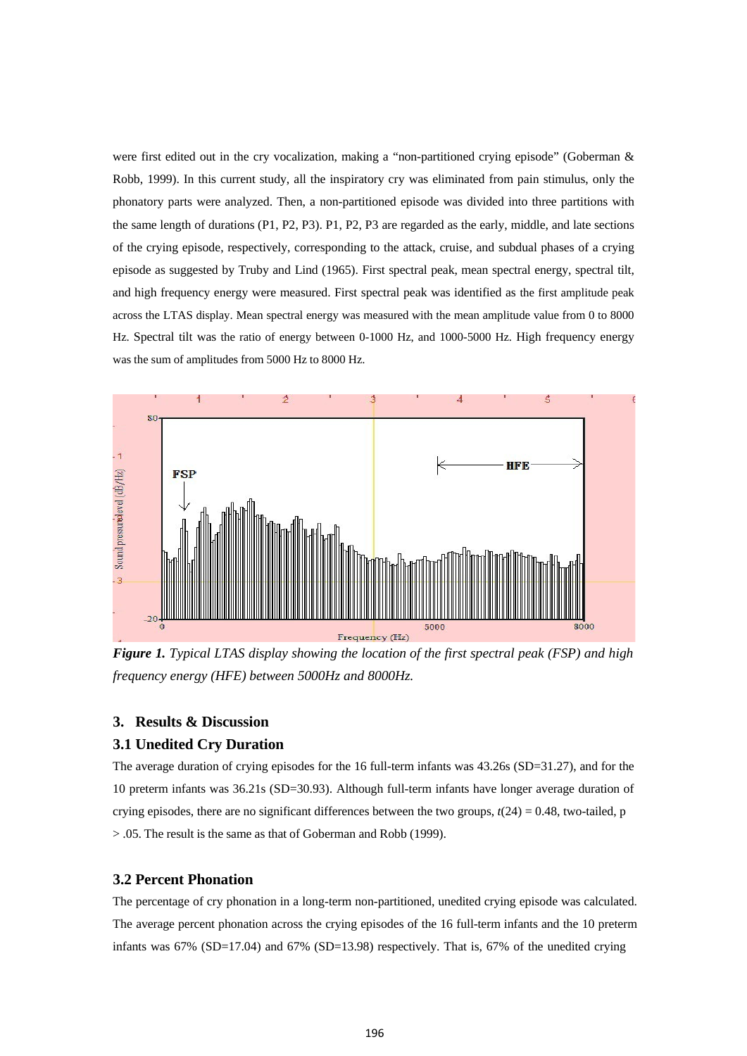were first edited out in the cry vocalization, making a "non-partitioned crying episode" (Goberman & Robb, 1999). In this current study, all the inspiratory cry was eliminated from pain stimulus, only the phonatory parts were analyzed. Then, a non-partitioned episode was divided into three partitions with the same length of durations (P1, P2, P3). P1, P2, P3 are regarded as the early, middle, and late sections of the crying episode, respectively, corresponding to the attack, cruise, and subdual phases of a crying episode as suggested by Truby and Lind (1965). First spectral peak, mean spectral energy, spectral tilt, and high frequency energy were measured. First spectral peak was identified as the first amplitude peak across the LTAS display. Mean spectral energy was measured with the mean amplitude value from 0 to 8000 Hz. Spectral tilt was the ratio of energy between 0-1000 Hz, and 1000-5000 Hz. High frequency energy was the sum of amplitudes from 5000 Hz to 8000 Hz.

***Figure 1.*** *Typical LTAS display showing the location of the first spectral peak (FSP) and high frequency energy (HFE) between 5000Hz and 8000Hz.*

## 3. Results & Discussion

### 3.1 Unedited Cry Duration

The average duration of crying episodes for the 16 full-term infants was 43.26s (SD=31.27), and for the 10 preterm infants was 36.21s (SD=30.93). Although full-term infants have longer average duration of crying episodes, there are no significant differences between the two groups, $t(24) = 0.48$, two-tailed, $p > .05$. The result is the same as that of Goberman and Robb (1999).

### 3.2 Percent Phonation

The percentage of cry phonation in a long-term non-partitioned, unedited crying episode was calculated. The average percent phonation across the crying episodes of the 16 full-term infants and the 10 preterm infants was 67% (SD=17.04) and 67% (SD=13.98) respectively. That is, 67% of the unedited crying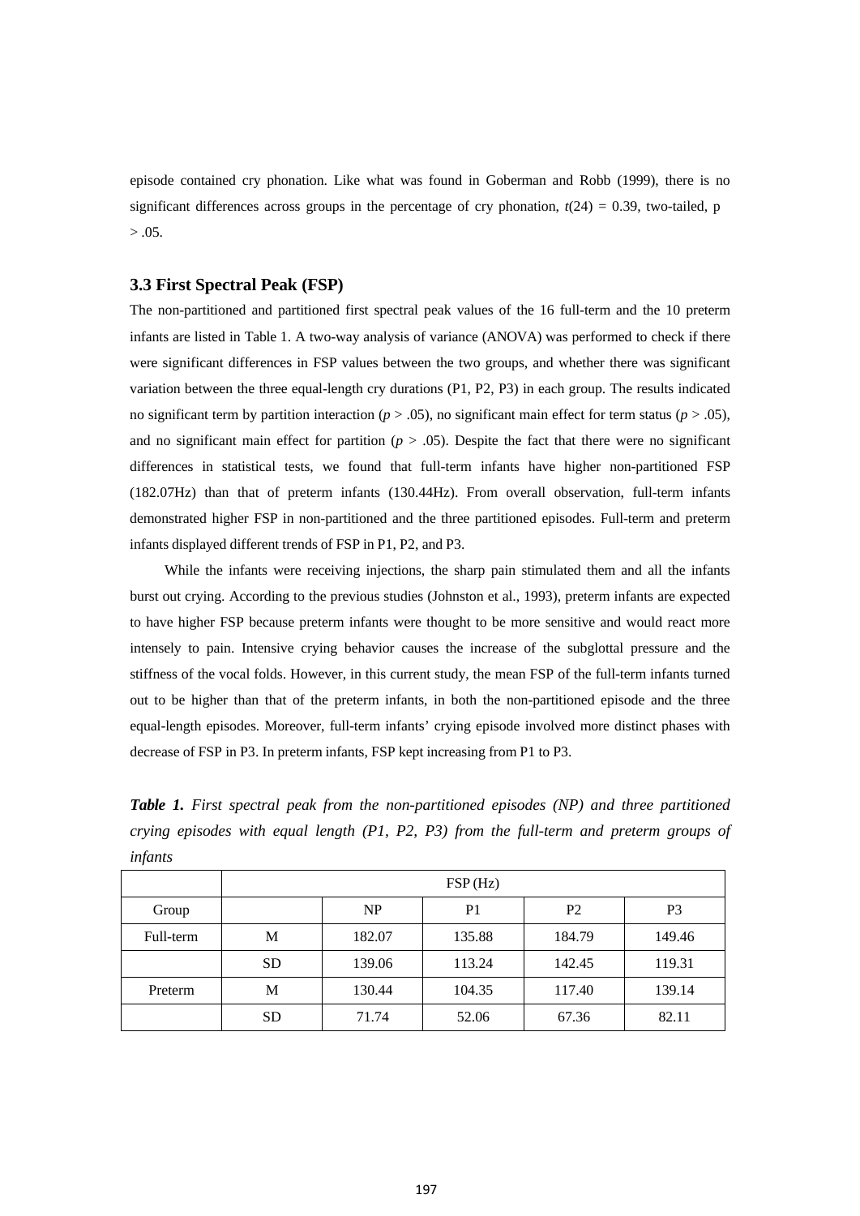episode contained cry phonation. Like what was found in Goberman and Robb (1999), there is no significant differences across groups in the percentage of cry phonation, $t(24) = 0.39$, two-tailed, p $> .05$.

### 3.3 First Spectral Peak (FSP)

The non-partitioned and partitioned first spectral peak values of the 16 full-term and the 10 preterm infants are listed in Table 1. A two-way analysis of variance (ANOVA) was performed to check if there were significant differences in FSP values between the two groups, and whether there was significant variation between the three equal-length cry durations (P1, P2, P3) in each group. The results indicated no significant term by partition interaction ($p > .05$), no significant main effect for term status ($p > .05$), and no significant main effect for partition ($p > .05$). Despite the fact that there were no significant differences in statistical tests, we found that full-term infants have higher non-partitioned FSP (182.07Hz) than that of preterm infants (130.44Hz). From overall observation, full-term infants demonstrated higher FSP in non-partitioned and the three partitioned episodes. Full-term and preterm infants displayed different trends of FSP in P1, P2, and P3.

While the infants were receiving injections, the sharp pain stimulated them and all the infants burst out crying. According to the previous studies (Johnston et al., 1993), preterm infants are expected to have higher FSP because preterm infants were thought to be more sensitive and would react more intensely to pain. Intensive crying behavior causes the increase of the subglottal pressure and the stiffness of the vocal folds. However, in this current study, the mean FSP of the full-term infants turned out to be higher than that of the preterm infants, in both the non-partitioned episode and the three equal-length episodes. Moreover, full-term infants' crying episode involved more distinct phases with decrease of FSP in P3. In preterm infants, FSP kept increasing from P1 to P3.

***Table 1.*** *First spectral peak from the non-partitioned episodes (NP) and three partitioned crying episodes with equal length (P1, P2, P3) from the full-term and preterm groups of infants*

| | FSP (Hz) | | | | |
|---|---|---|---|---|---|
| Group | | NP | P1 | P2 | P3 |
| Full-term | M | 182.07 | 135.88 | 184.79 | 149.46 |
| | SD | 139.06 | 113.24 | 142.45 | 119.31 |
| Preterm | M | 130.44 | 104.35 | 117.40 | 139.14 |
| | SD | 71.74 | 52.06 | 67.36 | 82.11 |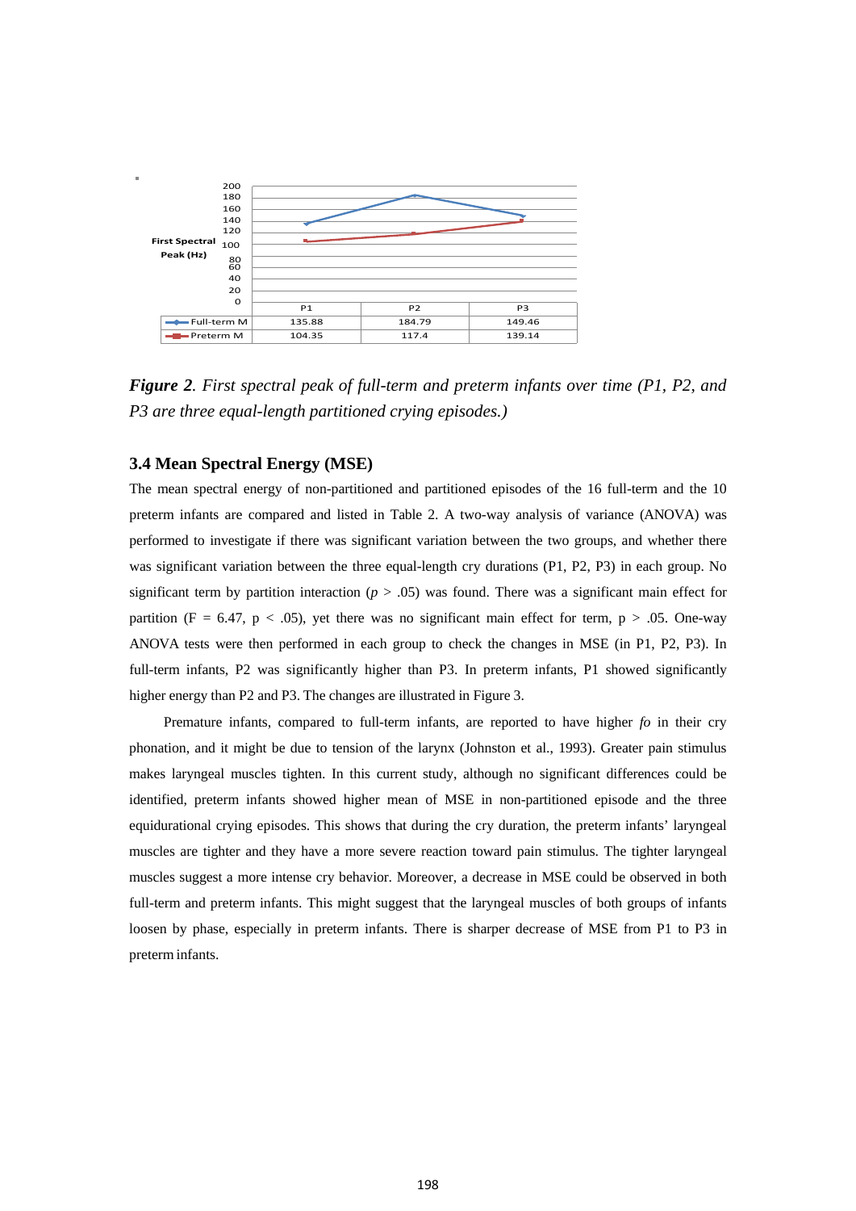| | P1 | P2 | P3 |
|---|---|---|---|
| Full-term M | 135.88 | 184.79 | 149.46 |
| Preterm M | 104.35 | 117.4 | 139.14 |

***Figure 2****. First spectral peak of full-term and preterm infants over time (P1, P2, and P3 are three equal-length partitioned crying episodes.)*

### 3.4 Mean Spectral Energy (MSE)

The mean spectral energy of non-partitioned and partitioned episodes of the 16 full-term and the 10 preterm infants are compared and listed in Table 2. A two-way analysis of variance (ANOVA) was performed to investigate if there was significant variation between the two groups, and whether there was significant variation between the three equal-length cry durations (P1, P2, P3) in each group. No significant term by partition interaction ($p > .05$) was found. There was a significant main effect for partition ($F = 6.47$, $p < .05$), yet there was no significant main effect for term, $p > .05$. One-way ANOVA tests were then performed in each group to check the changes in MSE (in P1, P2, P3). In full-term infants, P2 was significantly higher than P3. In preterm infants, P1 showed significantly higher energy than P2 and P3. The changes are illustrated in Figure 3.

Premature infants, compared to full-term infants, are reported to have higher $fo$ in their cry phonation, and it might be due to tension of the larynx (Johnston et al., 1993). Greater pain stimulus makes laryngeal muscles tighten. In this current study, although no significant differences could be identified, preterm infants showed higher mean of MSE in non-partitioned episode and the three equidurational crying episodes. This shows that during the cry duration, the preterm infants' laryngeal muscles are tighter and they have a more severe reaction toward pain stimulus. The tighter laryngeal muscles suggest a more intense cry behavior. Moreover, a decrease in MSE could be observed in both full-term and preterm infants. This might suggest that the laryngeal muscles of both groups of infants loosen by phase, especially in preterm infants. There is sharper decrease of MSE from P1 to P3 in preterm infants.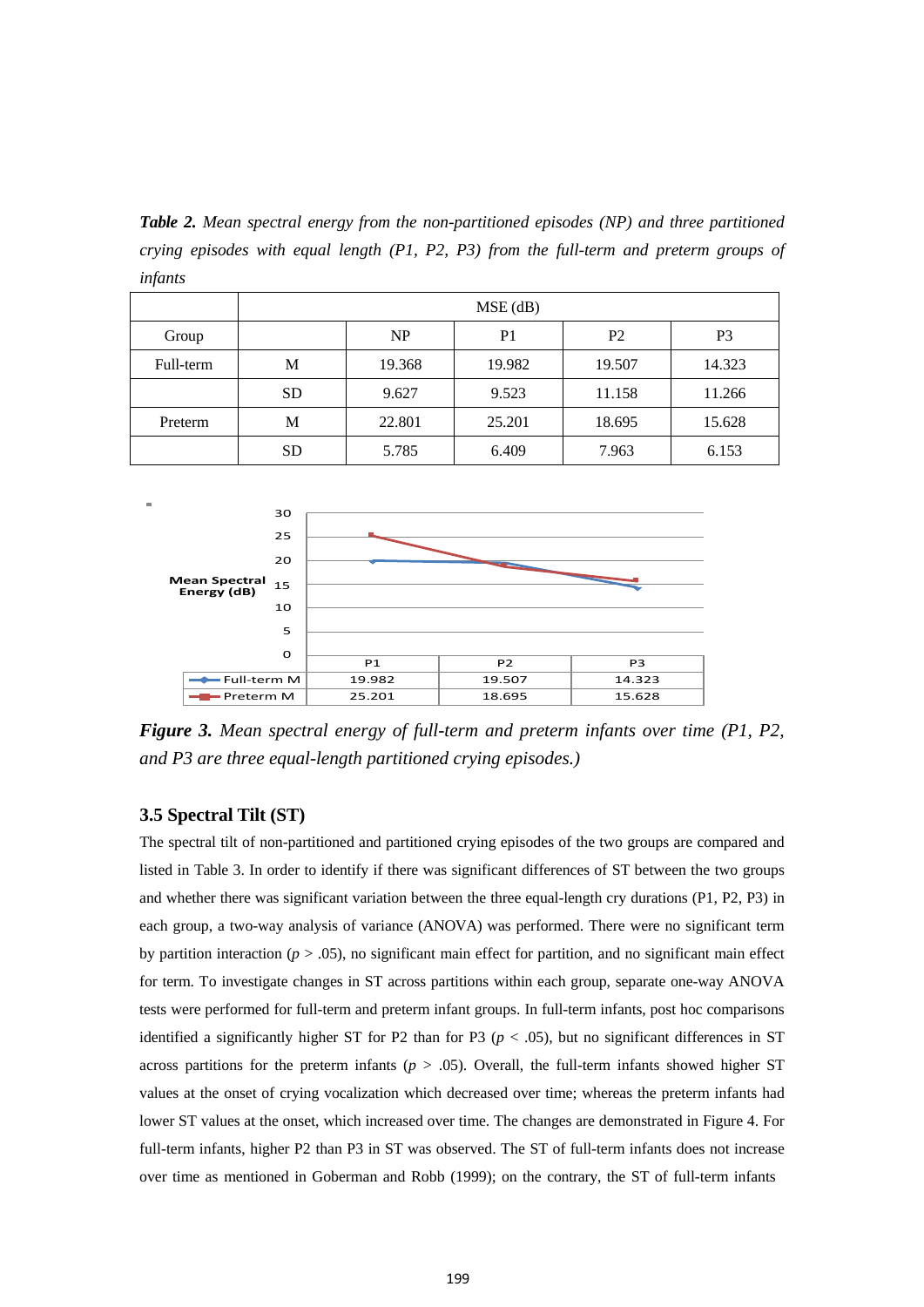***Table 2.*** *Mean spectral energy from the non-partitioned episodes (NP) and three partitioned crying episodes with equal length (P1, P2, P3) from the full-term and preterm groups of infants*

| | | MSE (dB) | | | |
|---|---|---|---|---|---|
| Group | | NP | P1 | P2 | P3 |
| Full-term | M | 19.368 | 19.982 | 19.507 | 14.323 |
| | SD | 9.627 | 9.523 | 11.158 | 11.266 |
| Preterm | M | 22.801 | 25.201 | 18.695 | 15.628 |
| | SD | 5.785 | 6.409 | 7.963 | 6.153 |

| | P1 | P2 | P3 |
|---|---|---|---|
| Full-term M | 19.982 | 19.507 | 14.323 |
| Preterm M | 25.201 | 18.695 | 15.628 |

***Figure 3.*** *Mean spectral energy of full-term and preterm infants over time (P1, P2, and P3 are three equal-length partitioned crying episodes.)*

### 3.5 Spectral Tilt (ST)

The spectral tilt of non-partitioned and partitioned crying episodes of the two groups are compared and listed in Table 3. In order to identify if there was significant differences of ST between the two groups and whether there was significant variation between the three equal-length cry durations (P1, P2, P3) in each group, a two-way analysis of variance (ANOVA) was performed. There were no significant term by partition interaction ($p > .05$), no significant main effect for partition, and no significant main effect for term. To investigate changes in ST across partitions within each group, separate one-way ANOVA tests were performed for full-term and preterm infant groups. In full-term infants, post hoc comparisons identified a significantly higher ST for P2 than for P3 ($p < .05$), but no significant differences in ST across partitions for the preterm infants ($p > .05$). Overall, the full-term infants showed higher ST values at the onset of crying vocalization which decreased over time; whereas the preterm infants had lower ST values at the onset, which increased over time. The changes are demonstrated in Figure 4. For full-term infants, higher P2 than P3 in ST was observed. The ST of full-term infants does not increase over time as mentioned in Goberman and Robb (1999); on the contrary, the ST of full-term infants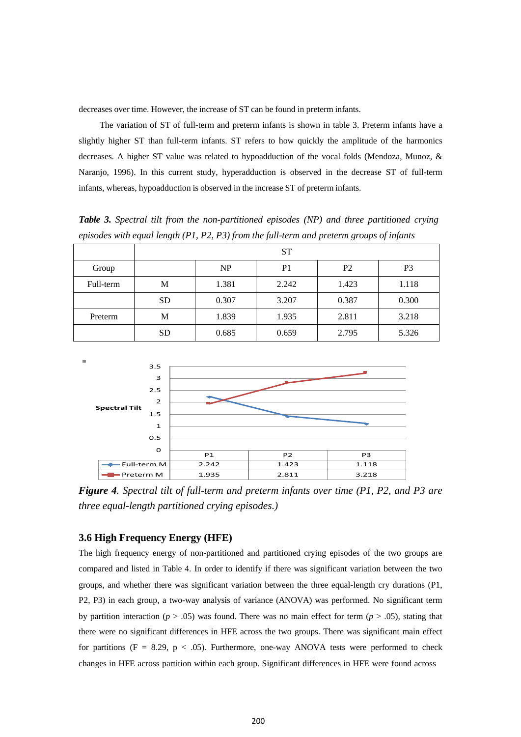decreases over time. However, the increase of ST can be found in preterm infants.

The variation of ST of full-term and preterm infants is shown in table 3. Preterm infants have a slightly higher ST than full-term infants. ST refers to how quickly the amplitude of the harmonics decreases. A higher ST value was related to hypoadduction of the vocal folds (Mendoza, Munoz, & Naranjo, 1996). In this current study, hyperadduction is observed in the decrease ST of full-term infants, whereas, hypoadduction is observed in the increase ST of preterm infants.

***Table 3.*** *Spectral tilt from the non-partitioned episodes (NP) and three partitioned crying episodes with equal length (P1, P2, P3) from the full-term and preterm groups of infants*

| | | ST | | | |
|---|---|---|---|---|---|
| Group | | NP | P1 | P2 | P3 |
| Full-term | M | 1.381 | 2.242 | 1.423 | 1.118 |
| | SD | 0.307 | 3.207 | 0.387 | 0.300 |
| Preterm | M | 1.839 | 1.935 | 2.811 | 3.218 |
| | SD | 0.685 | 0.659 | 2.795 | 5.326 |

| Spectral Tilt | P1 | P2 | P3 |
|---|---|---|---|
| Full-term M | 2.242 | 1.423 | 1.118 |
| Preterm M | 1.935 | 2.811 | 3.218 |

***Figure 4****. Spectral tilt of full-term and preterm infants over time (P1, P2, and P3 are three equal-length partitioned crying episodes.)*

### 3.6 High Frequency Energy (HFE)

The high frequency energy of non-partitioned and partitioned crying episodes of the two groups are compared and listed in Table 4. In order to identify if there was significant variation between the two groups, and whether there was significant variation between the three equal-length cry durations (P1, P2, P3) in each group, a two-way analysis of variance (ANOVA) was performed. No significant term by partition interaction ($p > .05$) was found. There was no main effect for term ($p > .05$), stating that there were no significant differences in HFE across the two groups. There was significant main effect for partitions ($F = 8.29$, $p < .05$). Furthermore, one-way ANOVA tests were performed to check changes in HFE across partition within each group. Significant differences in HFE were found across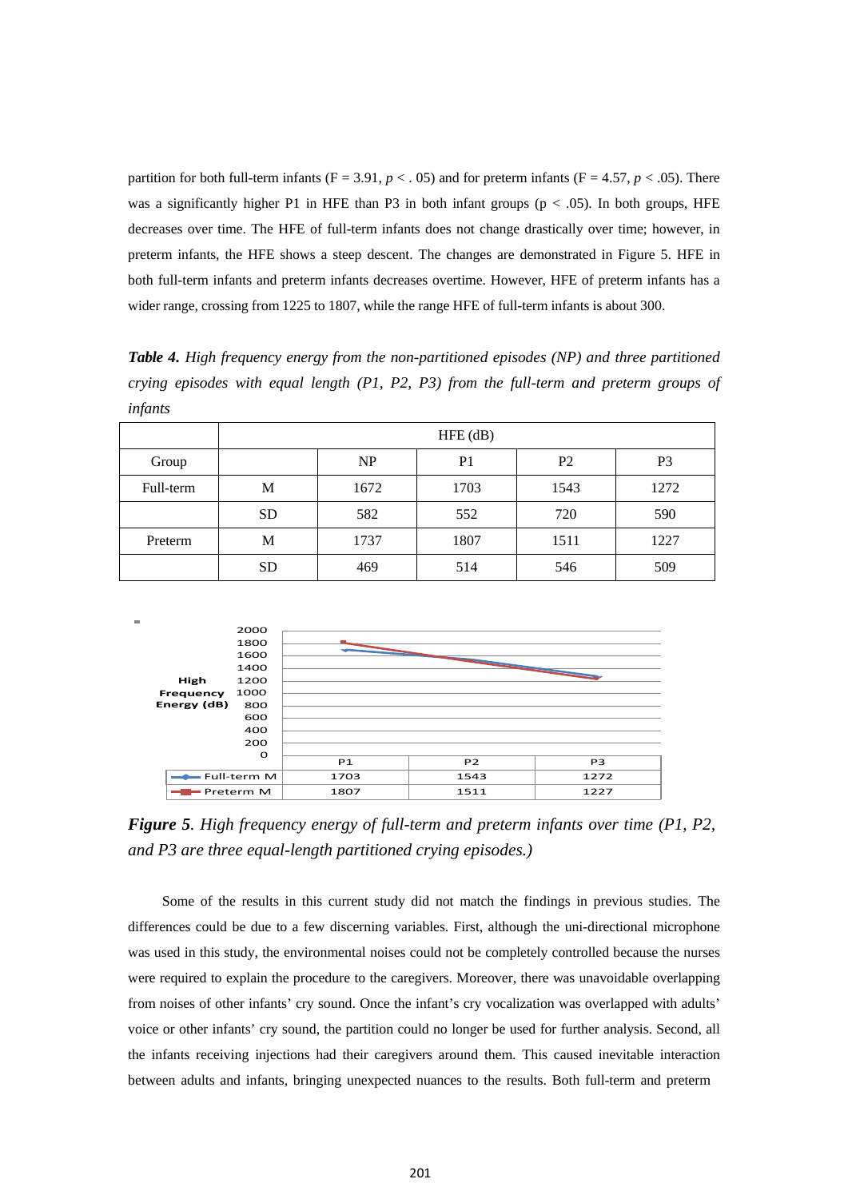partition for both full-term infants ($F = 3.91$, $p < .05$) and for preterm infants ($F = 4.57$, $p < .05$). There was a significantly higher P1 in HFE than P3 in both infant groups ($p < .05$). In both groups, HFE decreases over time. The HFE of full-term infants does not change drastically over time; however, in preterm infants, the HFE shows a steep descent. The changes are demonstrated in Figure 5. HFE in both full-term infants and preterm infants decreases overtime. However, HFE of preterm infants has a wider range, crossing from 1225 to 1807, while the range HFE of full-term infants is about 300.

***Table 4.*** *High frequency energy from the non-partitioned episodes (NP) and three partitioned crying episodes with equal length (P1, P2, P3) from the full-term and preterm groups of infants*

| | | HFE (dB) | | | |
|---|---|---|---|---|---|
| Group | | NP | P1 | P2 | P3 |
| Full-term | M | 1672 | 1703 | 1543 | 1272 |
| | SD | 582 | 552 | 720 | 590 |
| Preterm | M | 1737 | 1807 | 1511 | 1227 |
| | SD | 469 | 514 | 546 | 509 |

| High Frequency Energy (dB) | P1 | P2 | P3 |
|---|---|---|---|
| Full-term M | 1703 | 1543 | 1272 |
| Preterm M | 1807 | 1511 | 1227 |

***Figure 5****. High frequency energy of full-term and preterm infants over time (P1, P2, and P3 are three equal-length partitioned crying episodes.)*

Some of the results in this current study did not match the findings in previous studies. The differences could be due to a few discerning variables. First, although the uni-directional microphone was used in this study, the environmental noises could not be completely controlled because the nurses were required to explain the procedure to the caregivers. Moreover, there was unavoidable overlapping from noises of other infants' cry sound. Once the infant's cry vocalization was overlapped with adults' voice or other infants' cry sound, the partition could no longer be used for further analysis. Second, all the infants receiving injections had their caregivers around them. This caused inevitable interaction between adults and infants, bringing unexpected nuances to the results. Both full-term and preterm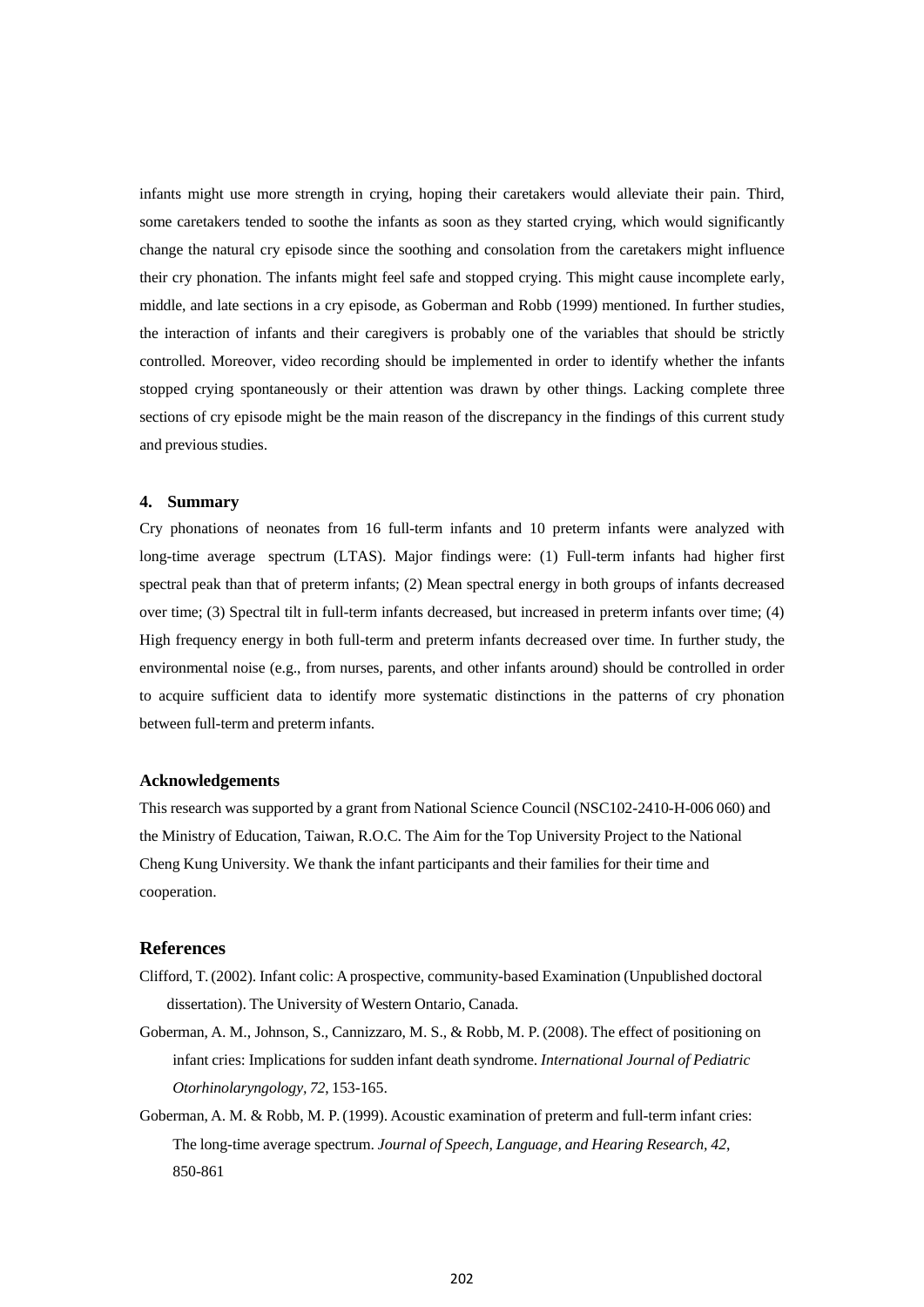infants might use more strength in crying, hoping their caretakers would alleviate their pain. Third, some caretakers tended to soothe the infants as soon as they started crying, which would significantly change the natural cry episode since the soothing and consolation from the caretakers might influence their cry phonation. The infants might feel safe and stopped crying. This might cause incomplete early, middle, and late sections in a cry episode, as Goberman and Robb (1999) mentioned. In further studies, the interaction of infants and their caregivers is probably one of the variables that should be strictly controlled. Moreover, video recording should be implemented in order to identify whether the infants stopped crying spontaneously or their attention was drawn by other things. Lacking complete three sections of cry episode might be the main reason of the discrepancy in the findings of this current study and previous studies.

## 4. Summary

Cry phonations of neonates from 16 full-term infants and 10 preterm infants were analyzed with long-time average spectrum (LTAS). Major findings were: (1) Full-term infants had higher first spectral peak than that of preterm infants; (2) Mean spectral energy in both groups of infants decreased over time; (3) Spectral tilt in full-term infants decreased, but increased in preterm infants over time; (4) High frequency energy in both full-term and preterm infants decreased over time. In further study, the environmental noise (e.g., from nurses, parents, and other infants around) should be controlled in order to acquire sufficient data to identify more systematic distinctions in the patterns of cry phonation between full-term and preterm infants.

### Acknowledgements

This research was supported by a grant from National Science Council (NSC102-2410-H-006 060) and the Ministry of Education, Taiwan, R.O.C. The Aim for the Top University Project to the National Cheng Kung University. We thank the infant participants and their families for their time and cooperation.

## References

Clifford, T. (2002). Infant colic: A prospective, community-based Examination (Unpublished doctoral dissertation). The University of Western Ontario, Canada.

Goberman, A. M., Johnson, S., Cannizzaro, M. S., & Robb, M. P. (2008). The effect of positioning on infant cries: Implications for sudden infant death syndrome. *International Journal of Pediatric Otorhinolaryngology, 72*, 153-165.

Goberman, A. M. & Robb, M. P. (1999). Acoustic examination of preterm and full-term infant cries: The long-time average spectrum. *Journal of Speech, Language, and Hearing Research, 42*, 850-861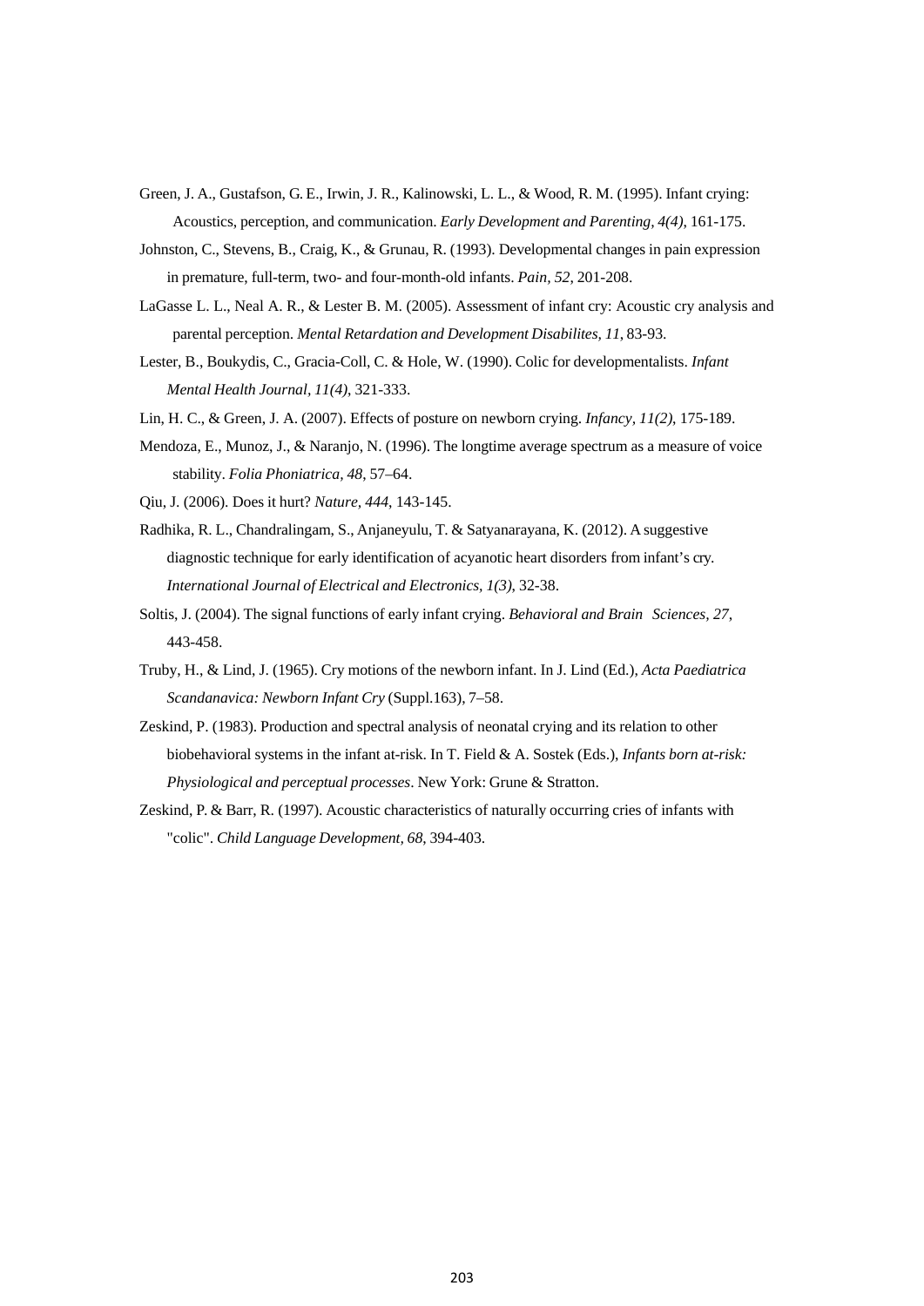Green, J. A., Gustafson, G. E., Irwin, J. R., Kalinowski, L. L., & Wood, R. M. (1995). Infant crying: Acoustics, perception, and communication. *Early Development and Parenting, 4(4)*, 161-175.

Johnston, C., Stevens, B., Craig, K., & Grunau, R. (1993). Developmental changes in pain expression in premature, full-term, two- and four-month-old infants. *Pain, 52*, 201-208.

LaGasse L. L., Neal A. R., & Lester B. M. (2005). Assessment of infant cry: Acoustic cry analysis and parental perception. *Mental Retardation and Development Disabilites, 11*, 83-93.

Lester, B., Boukydis, C., Gracia-Coll, C. & Hole, W. (1990). Colic for developmentalists. *Infant Mental Health Journal, 11(4)*, 321-333.

Lin, H. C., & Green, J. A. (2007). Effects of posture on newborn crying. *Infancy, 11(2)*, 175-189.

Mendoza, E., Munoz, J., & Naranjo, N. (1996). The longtime average spectrum as a measure of voice stability. *Folia Phoniatrica, 48*, 57–64.

Qiu, J. (2006). Does it hurt? *Nature, 444*, 143-145.

Radhika, R. L., Chandralingam, S., Anjaneyulu, T. & Satyanarayana, K. (2012). A suggestive diagnostic technique for early identification of acyanotic heart disorders from infant's cry. *International Journal of Electrical and Electronics, 1(3),* 32-38.

Soltis, J. (2004). The signal functions of early infant crying. *Behavioral and Brain Sciences, 27*, 443-458.

Truby, H., & Lind, J. (1965). Cry motions of the newborn infant. In J. Lind (Ed.), *Acta Paediatrica Scandanavica: Newborn Infant Cry* (Suppl.163), 7–58.

Zeskind, P. (1983). Production and spectral analysis of neonatal crying and its relation to other biobehavioral systems in the infant at-risk. In T. Field & A. Sostek (Eds.), *Infants born at-risk: Physiological and perceptual processes*. New York: Grune & Stratton.

Zeskind, P. & Barr, R. (1997). Acoustic characteristics of naturally occurring cries of infants with "colic". *Child Language Development, 68*, 394-403.